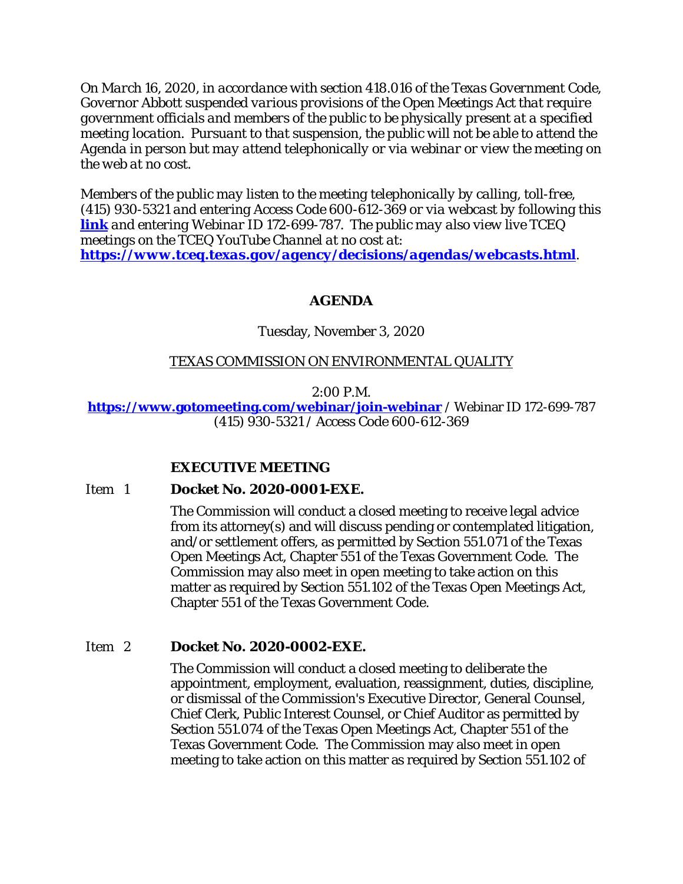*On March 16, 2020, in accordance with section 418.016 of the Texas Government Code, Governor Abbott suspended various provisions of the Open Meetings Act that require government officials and members of the public to be physically present at a specified meeting location. Pursuant to that suspension, the public will not be able to attend the Agenda in person but may attend telephonically or via webinar or view the meeting on the web at no cost.*

*Members of the public may listen to the meeting telephonically by calling, toll-free, (415) 930-5321 and entering Access Code 600-612-369 or via webcast by following this* ***link*** *and entering Webinar ID 172-699-787. The public may also view live TCEQ meetings on the TCEQ YouTube Channel at no cost at:* ***https://www.tceq.texas.gov/agency/decisions/agendas/webcasts.html****.*

**AGENDA**

Tuesday, November 3, 2020

TEXAS COMMISSION ON ENVIRONMENTAL QUALITY

2:00 P.M.

**https://www.gotomeeting.com/webinar/join-webinar** / Webinar ID 172-699-787
(415) 930-5321 / Access Code 600-612-369

**EXECUTIVE MEETING**

Item 1 **Docket No. 2020-0001-EXE.**

The Commission will conduct a closed meeting to receive legal advice from its attorney(s) and will discuss pending or contemplated litigation, and/or settlement offers, as permitted by Section 551.071 of the Texas Open Meetings Act, Chapter 551 of the Texas Government Code. The Commission may also meet in open meeting to take action on this matter as required by Section 551.102 of the Texas Open Meetings Act, Chapter 551 of the Texas Government Code.

Item 2 **Docket No. 2020-0002-EXE.**

The Commission will conduct a closed meeting to deliberate the appointment, employment, evaluation, reassignment, duties, discipline, or dismissal of the Commission's Executive Director, General Counsel, Chief Clerk, Public Interest Counsel, or Chief Auditor as permitted by Section 551.074 of the Texas Open Meetings Act, Chapter 551 of the Texas Government Code. The Commission may also meet in open meeting to take action on this matter as required by Section 551.102 of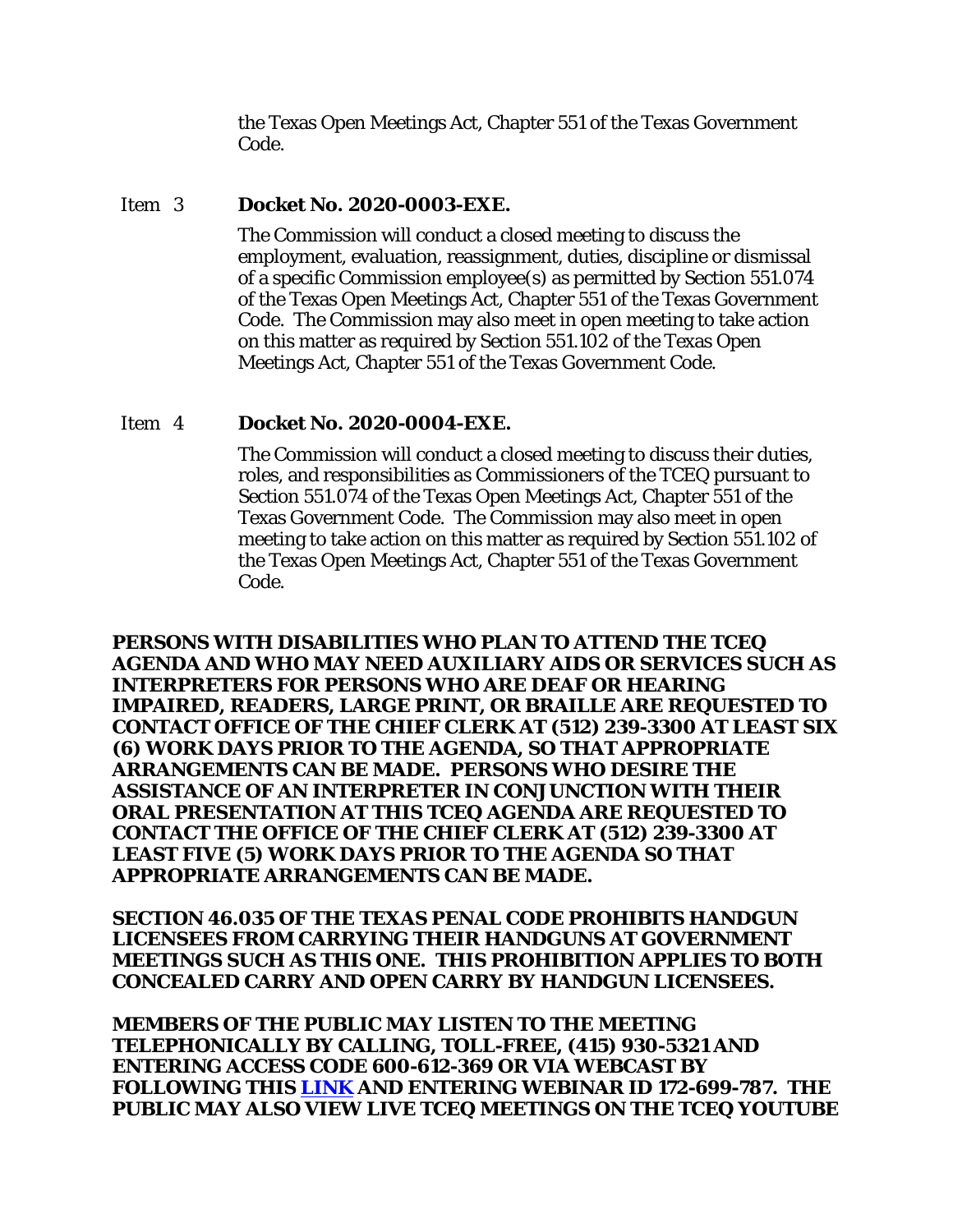the Texas Open Meetings Act, Chapter 551 of the Texas Government Code.

Item 3 **Docket No. 2020-0003-EXE.**

The Commission will conduct a closed meeting to discuss the employment, evaluation, reassignment, duties, discipline or dismissal of a specific Commission employee(s) as permitted by Section 551.074 of the Texas Open Meetings Act, Chapter 551 of the Texas Government Code. The Commission may also meet in open meeting to take action on this matter as required by Section 551.102 of the Texas Open Meetings Act, Chapter 551 of the Texas Government Code.

Item 4 **Docket No. 2020-0004-EXE.**

The Commission will conduct a closed meeting to discuss their duties, roles, and responsibilities as Commissioners of the TCEQ pursuant to Section 551.074 of the Texas Open Meetings Act, Chapter 551 of the Texas Government Code. The Commission may also meet in open meeting to take action on this matter as required by Section 551.102 of the Texas Open Meetings Act, Chapter 551 of the Texas Government Code.

**PERSONS WITH DISABILITIES WHO PLAN TO ATTEND THE TCEQ AGENDA AND WHO MAY NEED AUXILIARY AIDS OR SERVICES SUCH AS INTERPRETERS FOR PERSONS WHO ARE DEAF OR HEARING IMPAIRED, READERS, LARGE PRINT, OR BRAILLE ARE REQUESTED TO CONTACT OFFICE OF THE CHIEF CLERK AT (512) 239-3300 AT LEAST SIX (6) WORK DAYS PRIOR TO THE AGENDA, SO THAT APPROPRIATE ARRANGEMENTS CAN BE MADE. PERSONS WHO DESIRE THE ASSISTANCE OF AN INTERPRETER IN CONJUNCTION WITH THEIR ORAL PRESENTATION AT THIS TCEQ AGENDA ARE REQUESTED TO CONTACT THE OFFICE OF THE CHIEF CLERK AT (512) 239-3300 AT LEAST FIVE (5) WORK DAYS PRIOR TO THE AGENDA SO THAT APPROPRIATE ARRANGEMENTS CAN BE MADE.**

**SECTION 46.035 OF THE TEXAS PENAL CODE PROHIBITS HANDGUN LICENSEES FROM CARRYING THEIR HANDGUNS AT GOVERNMENT MEETINGS SUCH AS THIS ONE. THIS PROHIBITION APPLIES TO BOTH CONCEALED CARRY AND OPEN CARRY BY HANDGUN LICENSEES.**

**MEMBERS OF THE PUBLIC MAY LISTEN TO THE MEETING TELEPHONICALLY BY CALLING, TOLL-FREE, (415) 930-5321 AND ENTERING ACCESS CODE 600-612-369 OR VIA WEBCAST BY FOLLOWING THIS LINK AND ENTERING WEBINAR ID 172-699-787. THE PUBLIC MAY ALSO VIEW LIVE TCEQ MEETINGS ON THE TCEQ YOUTUBE**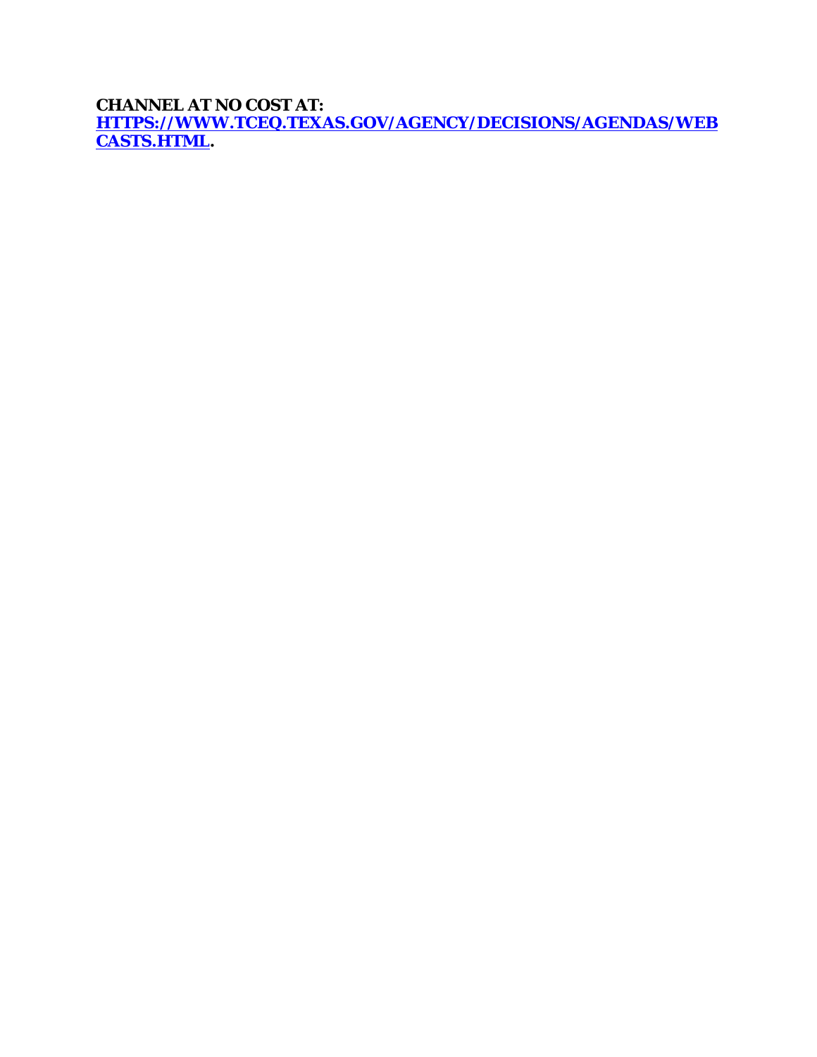**CHANNEL AT NO COST AT: [HTTPS://WWW.TCEQ.TEXAS.GOV/AGENCY/DECISIONS/AGENDAS/WEBCASTS.HTML](HTTPS://WWW.TCEQ.TEXAS.GOV/AGENCY/DECISIONS/AGENDAS/WEBCASTS.HTML).**